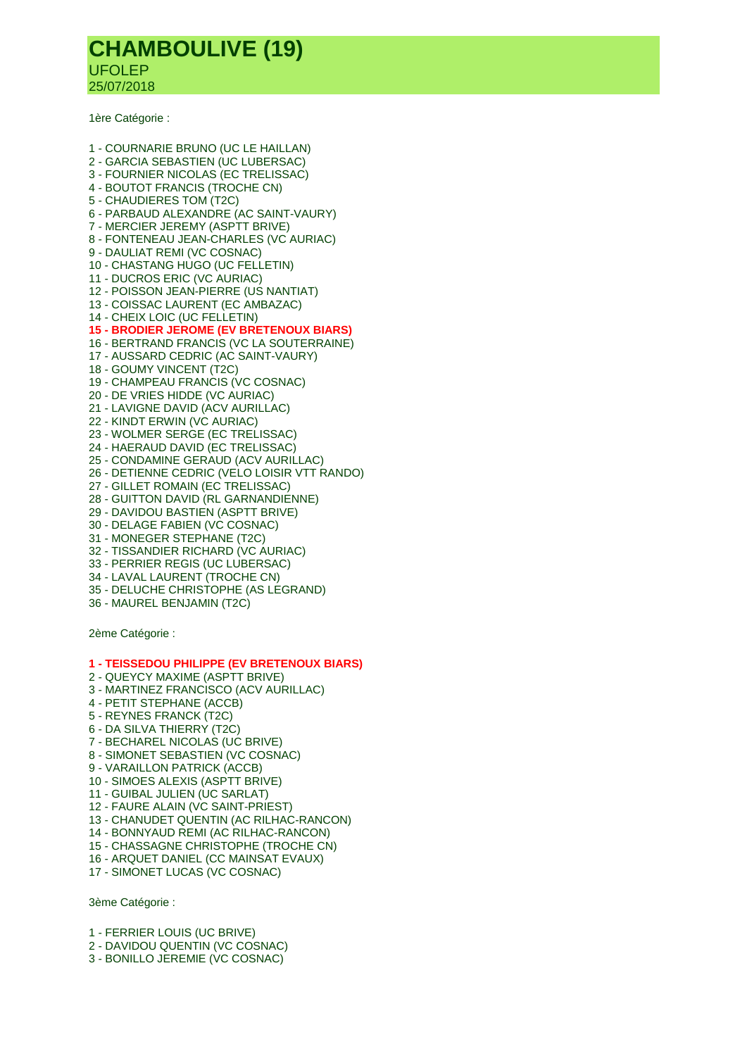# CHAMBOULIVE (19)

UFOLEP
25/07/2018

1ère Catégorie :

1 - COURNARIE BRUNO (UC LE HAILLAN)
2 - GARCIA SEBASTIEN (UC LUBERSAC)
3 - FOURNIER NICOLAS (EC TRELISSAC)
4 - BOUTOT FRANCIS (TROCHE CN)
5 - CHAUDIERES TOM (T2C)
6 - PARBAUD ALEXANDRE (AC SAINT-VAURY)
7 - MERCIER JEREMY (ASPTT BRIVE)
8 - FONTENEAU JEAN-CHARLES (VC AURIAC)
9 - DAULIAT REMI (VC COSNAC)
10 - CHASTANG HUGO (UC FELLETIN)
11 - DUCROS ERIC (VC AURIAC)
12 - POISSON JEAN-PIERRE (US NANTIAT)
13 - COISSAC LAURENT (EC AMBAZAC)
14 - CHEIX LOIC (UC FELLETIN)
**15 - BRODIER JEROME (EV BRETENOUX BIARS)**
16 - BERTRAND FRANCIS (VC LA SOUTERRAINE)
17 - AUSSARD CEDRIC (AC SAINT-VAURY)
18 - GOUMY VINCENT (T2C)
19 - CHAMPEAU FRANCIS (VC COSNAC)
20 - DE VRIES HIDDE (VC AURIAC)
21 - LAVIGNE DAVID (ACV AURILLAC)
22 - KINDT ERWIN (VC AURIAC)
23 - WOLMER SERGE (EC TRELISSAC)
24 - HAERAUD DAVID (EC TRELISSAC)
25 - CONDAMINE GERAUD (ACV AURILLAC)
26 - DETIENNE CEDRIC (VELO LOISIR VTT RANDO)
27 - GILLET ROMAIN (EC TRELISSAC)
28 - GUITTON DAVID (RL GARNANDIENNE)
29 - DAVIDOU BASTIEN (ASPTT BRIVE)
30 - DELAGE FABIEN (VC COSNAC)
31 - MONEGER STEPHANE (T2C)
32 - TISSANDIER RICHARD (VC AURIAC)
33 - PERRIER REGIS (UC LUBERSAC)
34 - LAVAL LAURENT (TROCHE CN)
35 - DELUCHE CHRISTOPHE (AS LEGRAND)
36 - MAUREL BENJAMIN (T2C)

2ème Catégorie :

**1 - TEISSEDOU PHILIPPE (EV BRETENOUX BIARS)**
2 - QUEYCY MAXIME (ASPTT BRIVE)
3 - MARTINEZ FRANCISCO (ACV AURILLAC)
4 - PETIT STEPHANE (ACCB)
5 - REYNES FRANCK (T2C)
6 - DA SILVA THIERRY (T2C)
7 - BECHAREL NICOLAS (UC BRIVE)
8 - SIMONET SEBASTIEN (VC COSNAC)
9 - VARAILLON PATRICK (ACCB)
10 - SIMOES ALEXIS (ASPTT BRIVE)
11 - GUIBAL JULIEN (UC SARLAT)
12 - FAURE ALAIN (VC SAINT-PRIEST)
13 - CHANUDET QUENTIN (AC RILHAC-RANCON)
14 - BONNYAUD REMI (AC RILHAC-RANCON)
15 - CHASSAGNE CHRISTOPHE (TROCHE CN)
16 - ARQUET DANIEL (CC MAINSAT EVAUX)
17 - SIMONET LUCAS (VC COSNAC)

3ème Catégorie :

1 - FERRIER LOUIS (UC BRIVE)
2 - DAVIDOU QUENTIN (VC COSNAC)
3 - BONILLO JEREMIE (VC COSNAC)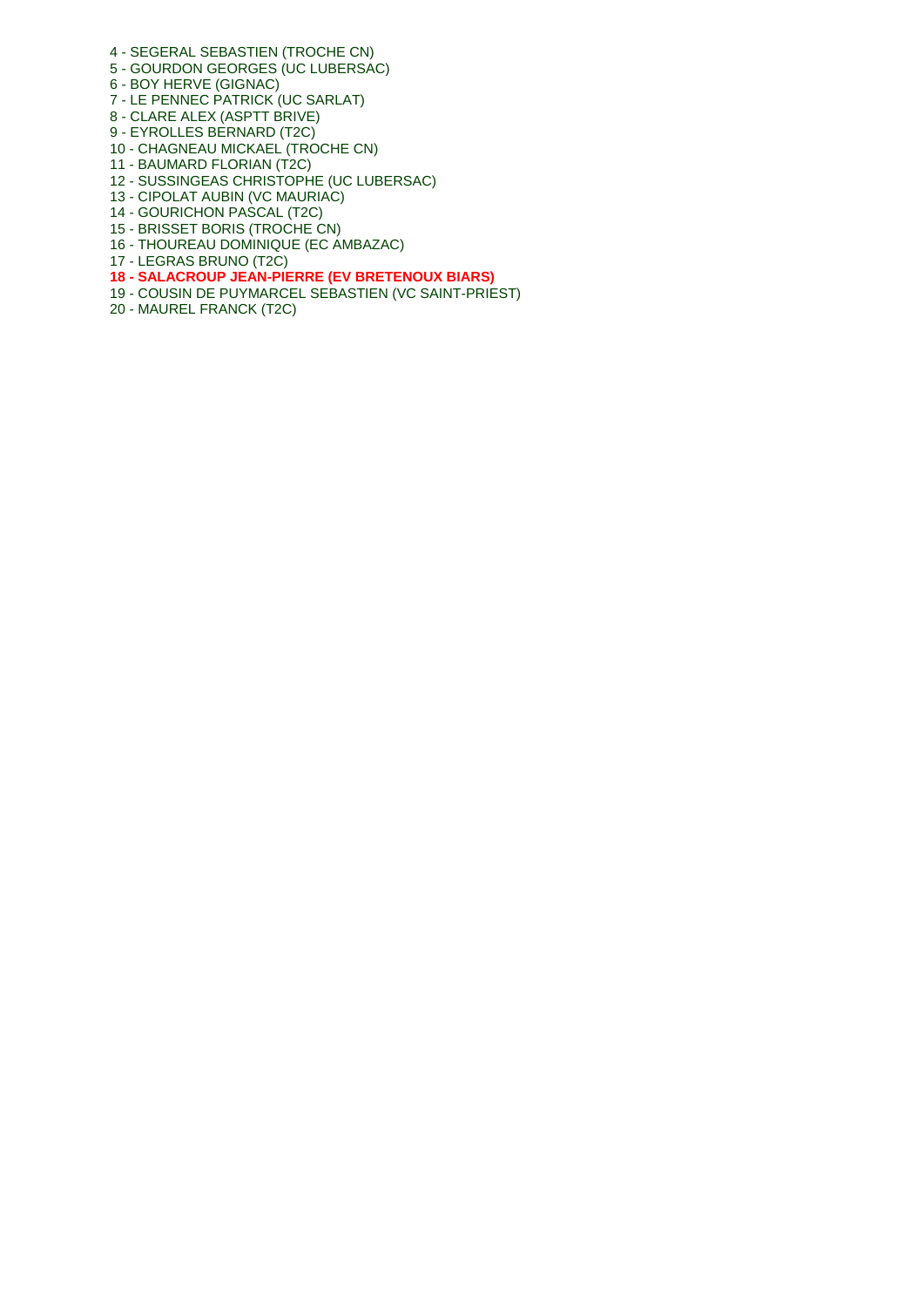4 - SEGERAL SEBASTIEN (TROCHE CN)
5 - GOURDON GEORGES (UC LUBERSAC)
6 - BOY HERVE (GIGNAC)
7 - LE PENNEC PATRICK (UC SARLAT)
8 - CLARE ALEX (ASPTT BRIVE)
9 - EYROLLES BERNARD (T2C)
10 - CHAGNEAU MICKAEL (TROCHE CN)
11 - BAUMARD FLORIAN (T2C)
12 - SUSSINGEAS CHRISTOPHE (UC LUBERSAC)
13 - CIPOLAT AUBIN (VC MAURIAC)
14 - GOURICHON PASCAL (T2C)
15 - BRISSET BORIS (TROCHE CN)
16 - THOUREAU DOMINIQUE (EC AMBAZAC)
17 - LEGRAS BRUNO (T2C)
**18 - SALACROUP JEAN-PIERRE (EV BRETENOUX BIARS)**
19 - COUSIN DE PUYMARCEL SEBASTIEN (VC SAINT-PRIEST)
20 - MAUREL FRANCK (T2C)